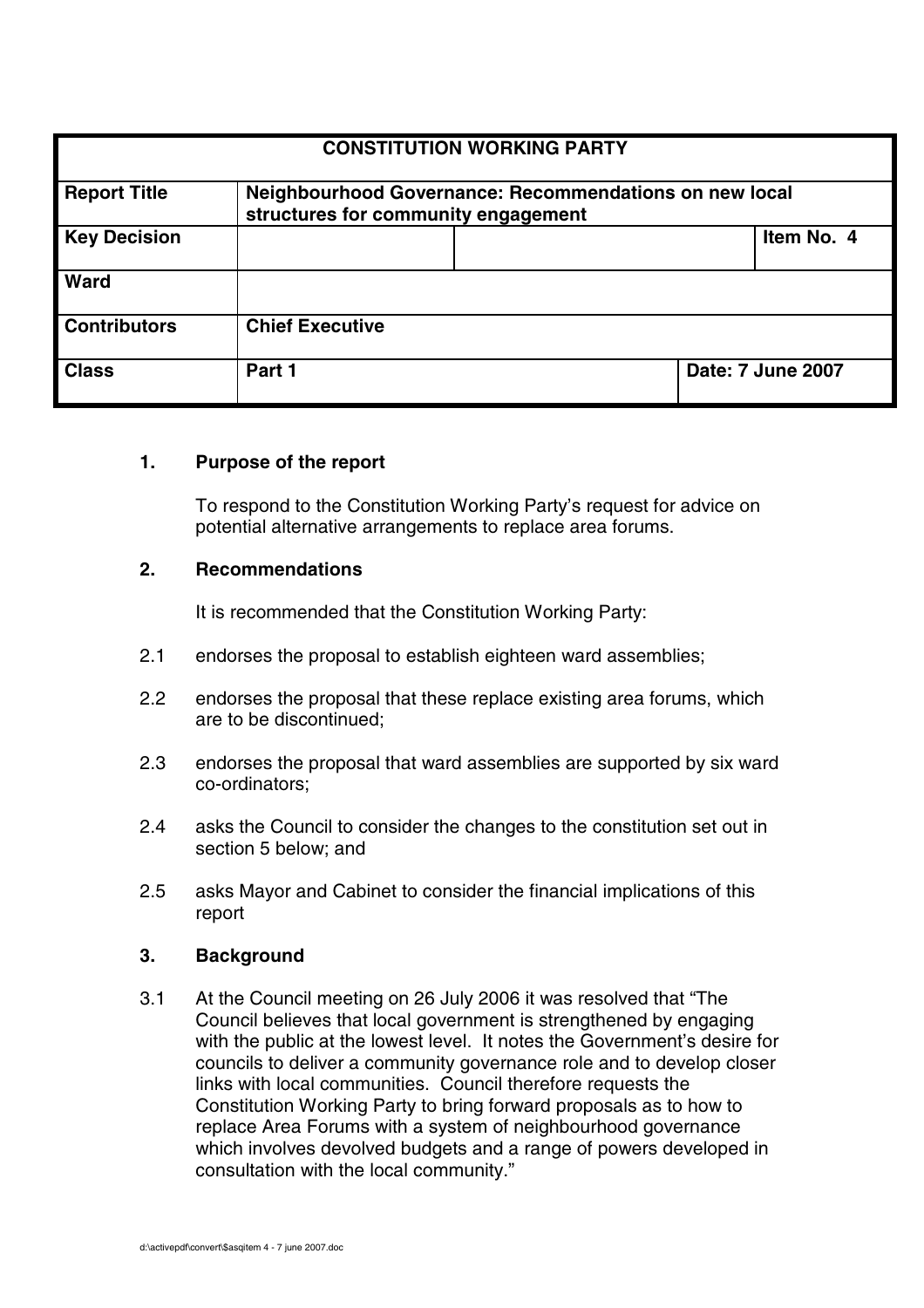| CONSTITUTION WORKING PARTY | | | |
|---|---|---|---|
| **Report Title** | **Neighbourhood Governance: Recommendations on new local structures for community engagement** | | |
| **Key Decision** | | | **Item No. 4** |
| **Ward** | | | |
| **Contributors** | **Chief Executive** | | |
| **Class** | **Part 1** | | **Date: 7 June 2007** |

## 1. Purpose of the report

To respond to the Constitution Working Party's request for advice on potential alternative arrangements to replace area forums.

## 2. Recommendations

It is recommended that the Constitution Working Party:

2.1 endorses the proposal to establish eighteen ward assemblies;

2.2 endorses the proposal that these replace existing area forums, which are to be discontinued;

2.3 endorses the proposal that ward assemblies are supported by six ward co-ordinators;

2.4 asks the Council to consider the changes to the constitution set out in section 5 below; and

2.5 asks Mayor and Cabinet to consider the financial implications of this report

## 3. Background

3.1 At the Council meeting on 26 July 2006 it was resolved that "The Council believes that local government is strengthened by engaging with the public at the lowest level. It notes the Government's desire for councils to deliver a community governance role and to develop closer links with local communities. Council therefore requests the Constitution Working Party to bring forward proposals as to how to replace Area Forums with a system of neighbourhood governance which involves devolved budgets and a range of powers developed in consultation with the local community."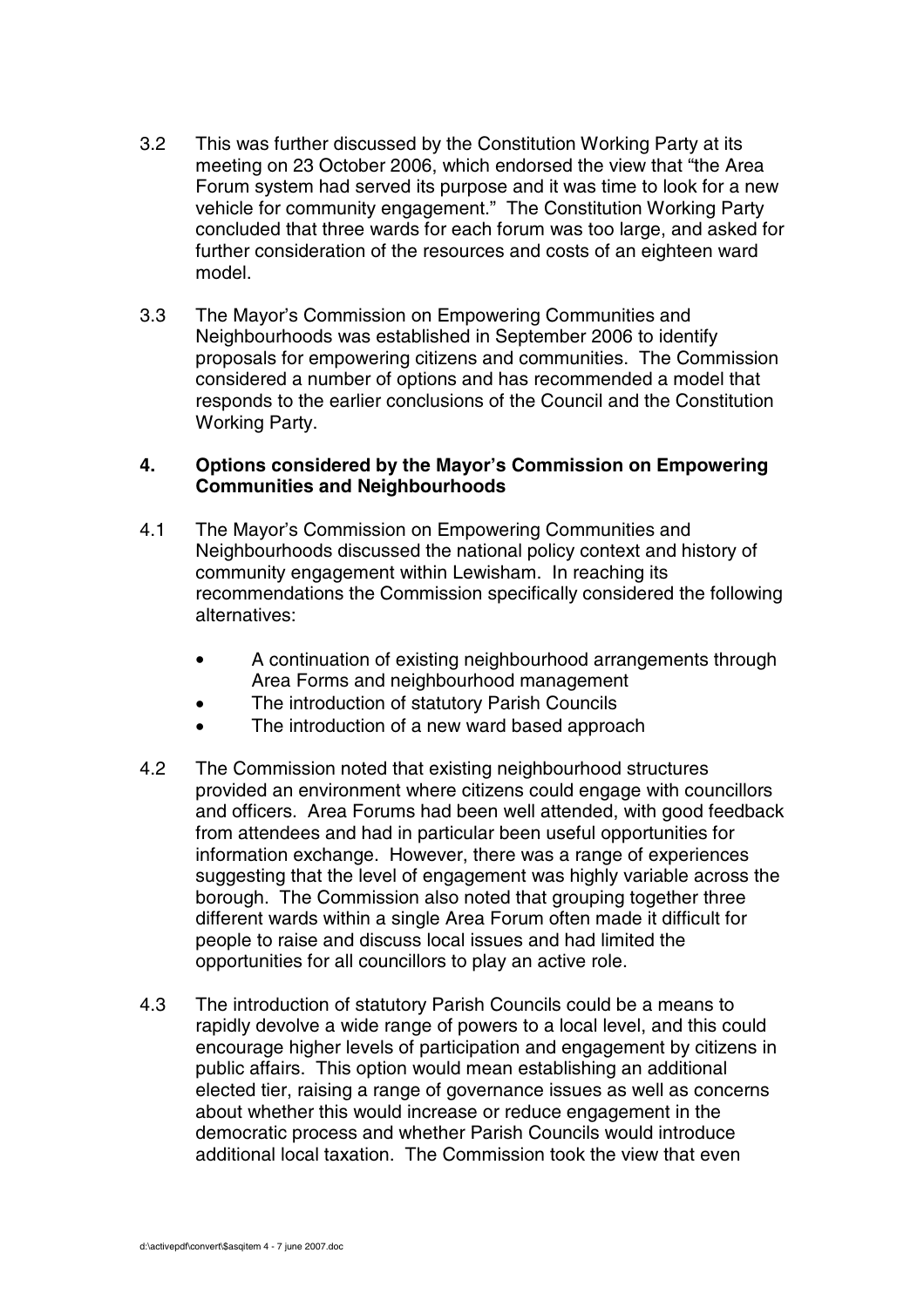3.2 This was further discussed by the Constitution Working Party at its meeting on 23 October 2006, which endorsed the view that "the Area Forum system had served its purpose and it was time to look for a new vehicle for community engagement." The Constitution Working Party concluded that three wards for each forum was too large, and asked for further consideration of the resources and costs of an eighteen ward model.

3.3 The Mayor's Commission on Empowering Communities and Neighbourhoods was established in September 2006 to identify proposals for empowering citizens and communities. The Commission considered a number of options and has recommended a model that responds to the earlier conclusions of the Council and the Constitution Working Party.

## 4. Options considered by the Mayor's Commission on Empowering Communities and Neighbourhoods

4.1 The Mayor's Commission on Empowering Communities and Neighbourhoods discussed the national policy context and history of community engagement within Lewisham. In reaching its recommendations the Commission specifically considered the following alternatives:

- A continuation of existing neighbourhood arrangements through Area Forms and neighbourhood management
- The introduction of statutory Parish Councils
- The introduction of a new ward based approach

4.2 The Commission noted that existing neighbourhood structures provided an environment where citizens could engage with councillors and officers. Area Forums had been well attended, with good feedback from attendees and had in particular been useful opportunities for information exchange. However, there was a range of experiences suggesting that the level of engagement was highly variable across the borough. The Commission also noted that grouping together three different wards within a single Area Forum often made it difficult for people to raise and discuss local issues and had limited the opportunities for all councillors to play an active role.

4.3 The introduction of statutory Parish Councils could be a means to rapidly devolve a wide range of powers to a local level, and this could encourage higher levels of participation and engagement by citizens in public affairs. This option would mean establishing an additional elected tier, raising a range of governance issues as well as concerns about whether this would increase or reduce engagement in the democratic process and whether Parish Councils would introduce additional local taxation. The Commission took the view that even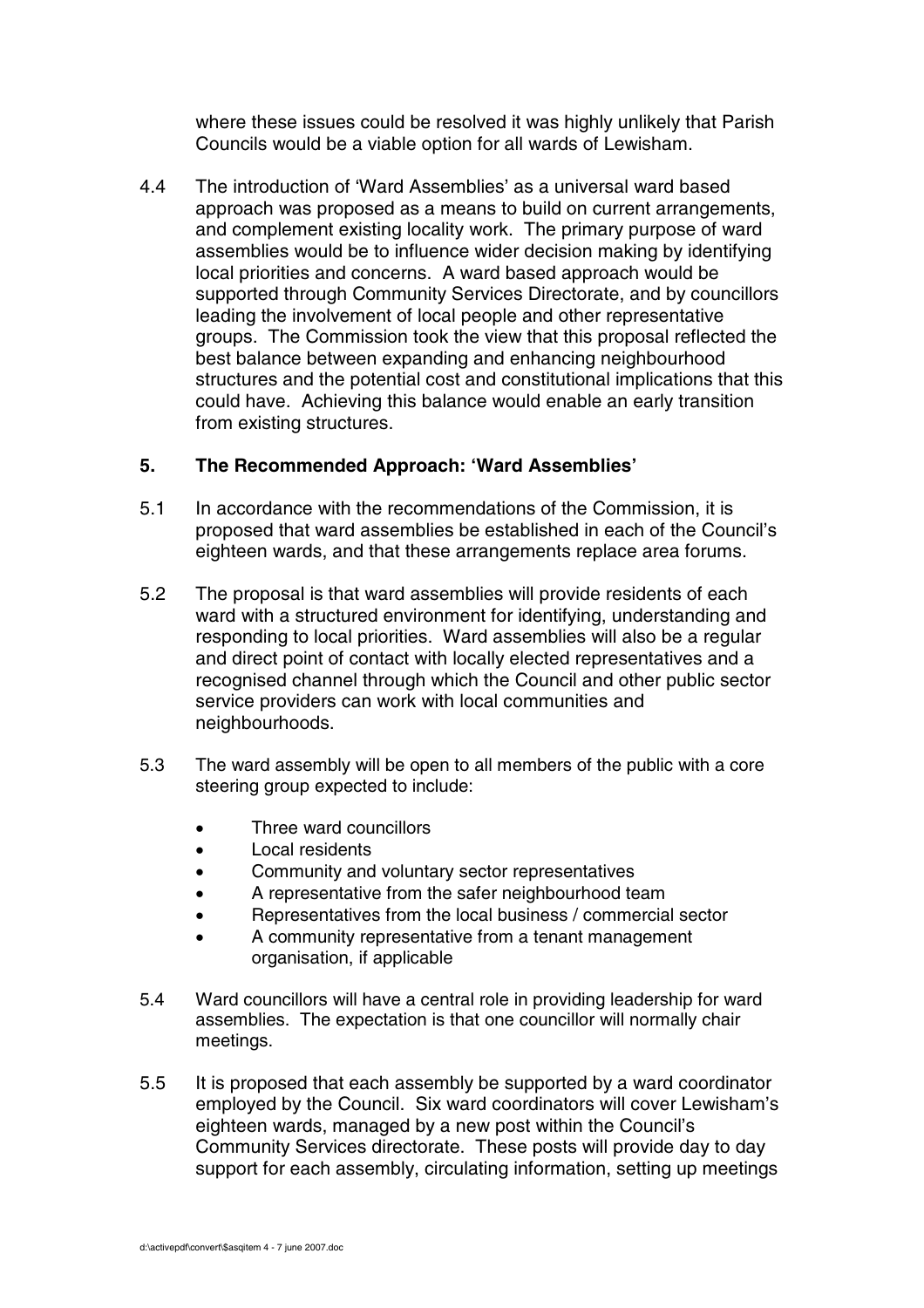where these issues could be resolved it was highly unlikely that Parish Councils would be a viable option for all wards of Lewisham.

4.4 The introduction of 'Ward Assemblies' as a universal ward based approach was proposed as a means to build on current arrangements, and complement existing locality work. The primary purpose of ward assemblies would be to influence wider decision making by identifying local priorities and concerns. A ward based approach would be supported through Community Services Directorate, and by councillors leading the involvement of local people and other representative groups. The Commission took the view that this proposal reflected the best balance between expanding and enhancing neighbourhood structures and the potential cost and constitutional implications that this could have. Achieving this balance would enable an early transition from existing structures.

## 5. The Recommended Approach: 'Ward Assemblies'

5.1 In accordance with the recommendations of the Commission, it is proposed that ward assemblies be established in each of the Council's eighteen wards, and that these arrangements replace area forums.

5.2 The proposal is that ward assemblies will provide residents of each ward with a structured environment for identifying, understanding and responding to local priorities. Ward assemblies will also be a regular and direct point of contact with locally elected representatives and a recognised channel through which the Council and other public sector service providers can work with local communities and neighbourhoods.

5.3 The ward assembly will be open to all members of the public with a core steering group expected to include:

- Three ward councillors
- Local residents
- Community and voluntary sector representatives
- A representative from the safer neighbourhood team
- Representatives from the local business / commercial sector
- A community representative from a tenant management organisation, if applicable

5.4 Ward councillors will have a central role in providing leadership for ward assemblies. The expectation is that one councillor will normally chair meetings.

5.5 It is proposed that each assembly be supported by a ward coordinator employed by the Council. Six ward coordinators will cover Lewisham's eighteen wards, managed by a new post within the Council's Community Services directorate. These posts will provide day to day support for each assembly, circulating information, setting up meetings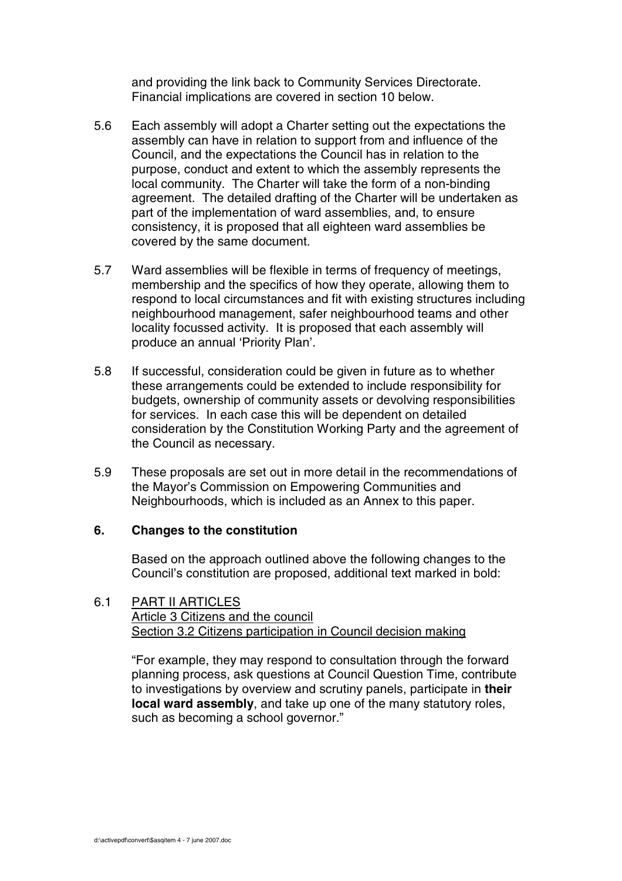and providing the link back to Community Services Directorate. Financial implications are covered in section 10 below.

5.6 Each assembly will adopt a Charter setting out the expectations the assembly can have in relation to support from and influence of the Council, and the expectations the Council has in relation to the purpose, conduct and extent to which the assembly represents the local community. The Charter will take the form of a non-binding agreement. The detailed drafting of the Charter will be undertaken as part of the implementation of ward assemblies, and, to ensure consistency, it is proposed that all eighteen ward assemblies be covered by the same document.

5.7 Ward assemblies will be flexible in terms of frequency of meetings, membership and the specifics of how they operate, allowing them to respond to local circumstances and fit with existing structures including neighbourhood management, safer neighbourhood teams and other locality focussed activity. It is proposed that each assembly will produce an annual 'Priority Plan'.

5.8 If successful, consideration could be given in future as to whether these arrangements could be extended to include responsibility for budgets, ownership of community assets or devolving responsibilities for services. In each case this will be dependent on detailed consideration by the Constitution Working Party and the agreement of the Council as necessary.

5.9 These proposals are set out in more detail in the recommendations of the Mayor's Commission on Empowering Communities and Neighbourhoods, which is included as an Annex to this paper.

## 6. Changes to the constitution

Based on the approach outlined above the following changes to the Council's constitution are proposed, additional text marked in bold:

6.1 PART II ARTICLES
Article 3 Citizens and the council
Section 3.2 Citizens participation in Council decision making

"For example, they may respond to consultation through the forward planning process, ask questions at Council Question Time, contribute to investigations by overview and scrutiny panels, participate in **their local ward assembly**, and take up one of the many statutory roles, such as becoming a school governor."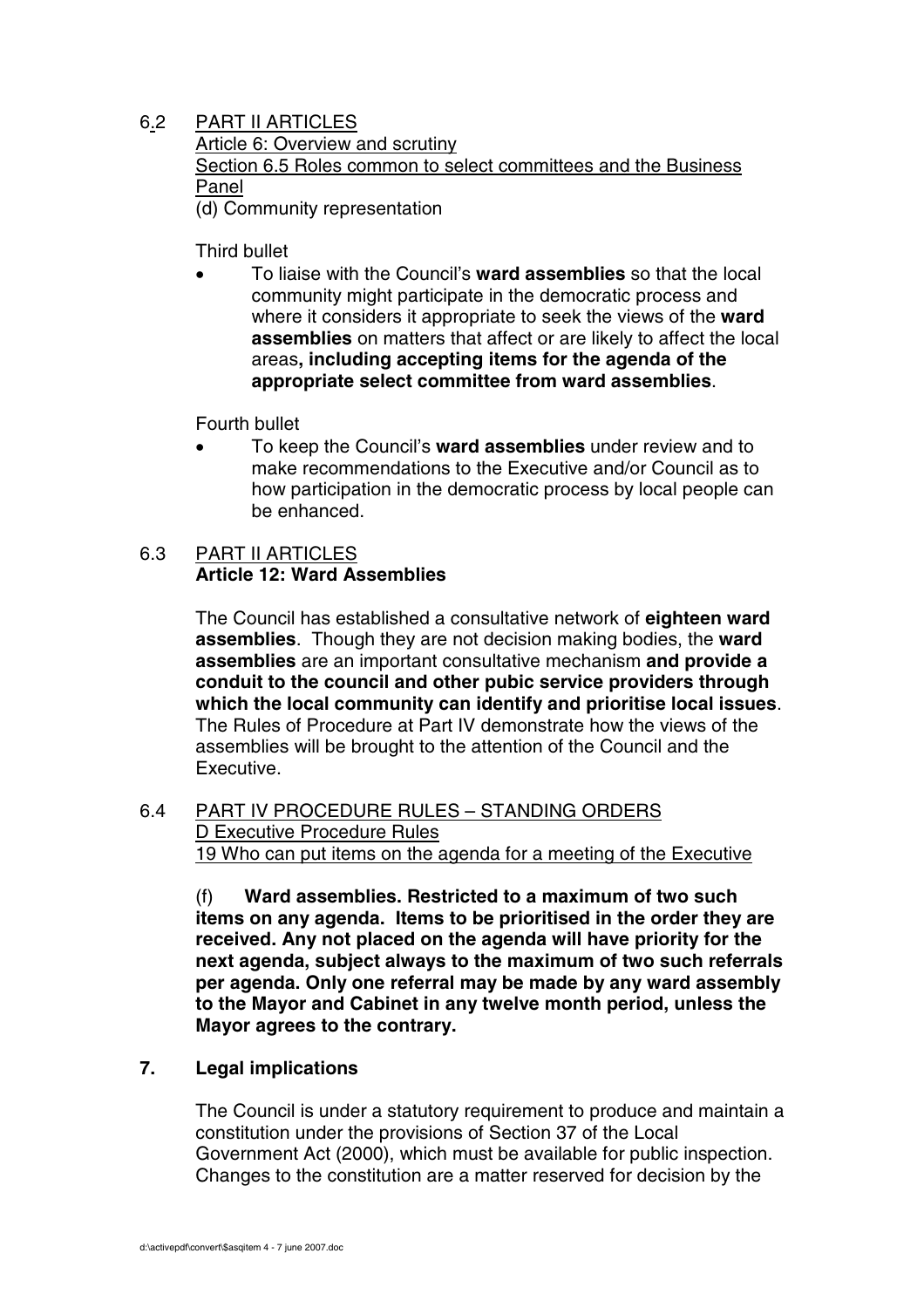6.2 PART II ARTICLES
Article 6: Overview and scrutiny
Section 6.5 Roles common to select committees and the Business Panel
(d) Community representation

Third bullet

- To liaise with the Council's **ward assemblies** so that the local community might participate in the democratic process and where it considers it appropriate to seek the views of the **ward assemblies** on matters that affect or are likely to affect the local areas**, including accepting items for the agenda of the appropriate select committee from ward assemblies**.

Fourth bullet

- To keep the Council's **ward assemblies** under review and to make recommendations to the Executive and/or Council as to how participation in the democratic process by local people can be enhanced.

6.3 PART II ARTICLES
**Article 12: Ward Assemblies**

The Council has established a consultative network of **eighteen ward assemblies**. Though they are not decision making bodies, the **ward assemblies** are an important consultative mechanism **and provide a conduit to the council and other pubic service providers through which the local community can identify and prioritise local issues**. The Rules of Procedure at Part IV demonstrate how the views of the assemblies will be brought to the attention of the Council and the Executive.

6.4 PART IV PROCEDURE RULES – STANDING ORDERS
D Executive Procedure Rules
19 Who can put items on the agenda for a meeting of the Executive

(f) **Ward assemblies. Restricted to a maximum of two such items on any agenda. Items to be prioritised in the order they are received. Any not placed on the agenda will have priority for the next agenda, subject always to the maximum of two such referrals per agenda. Only one referral may be made by any ward assembly to the Mayor and Cabinet in any twelve month period, unless the Mayor agrees to the contrary.**

## 7. Legal implications

The Council is under a statutory requirement to produce and maintain a constitution under the provisions of Section 37 of the Local Government Act (2000), which must be available for public inspection. Changes to the constitution are a matter reserved for decision by the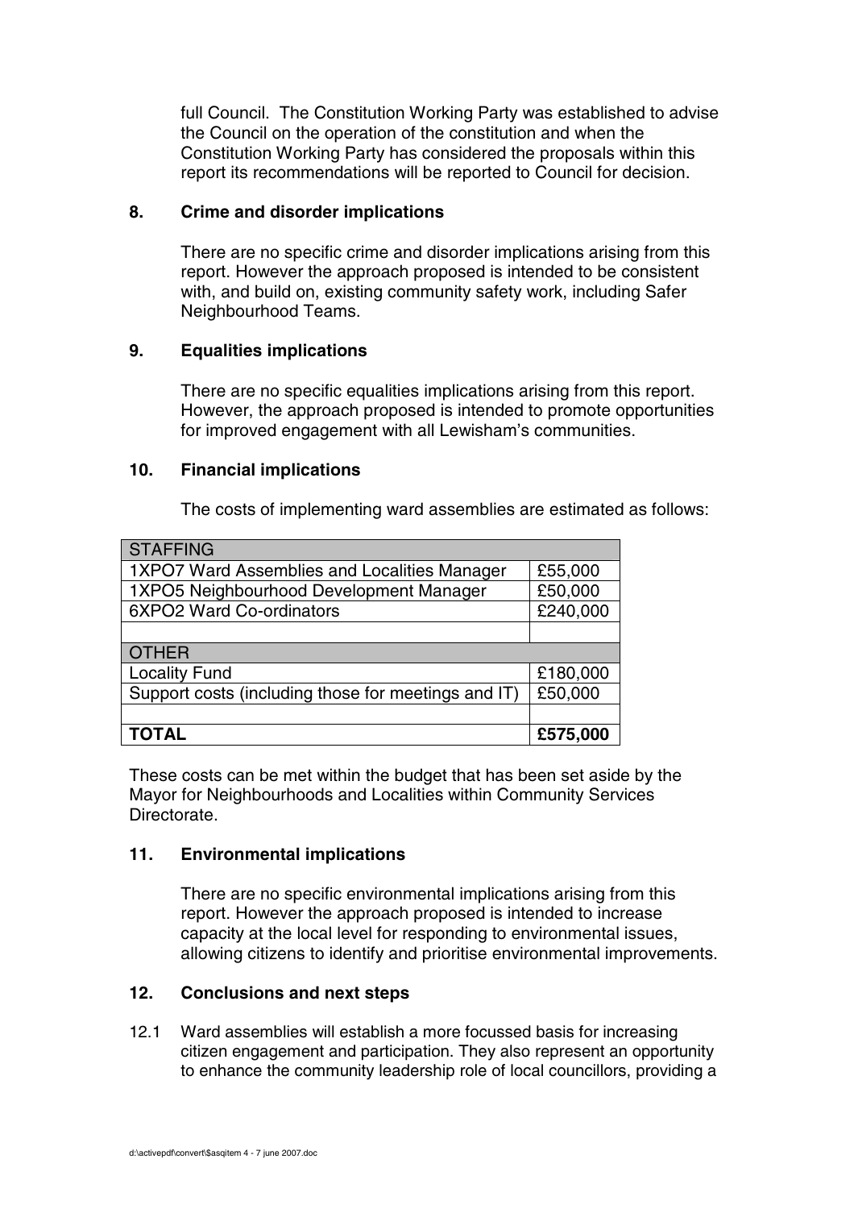full Council. The Constitution Working Party was established to advise the Council on the operation of the constitution and when the Constitution Working Party has considered the proposals within this report its recommendations will be reported to Council for decision.

## 8. Crime and disorder implications

There are no specific crime and disorder implications arising from this report. However the approach proposed is intended to be consistent with, and build on, existing community safety work, including Safer Neighbourhood Teams.

## 9. Equalities implications

There are no specific equalities implications arising from this report. However, the approach proposed is intended to promote opportunities for improved engagement with all Lewisham's communities.

## 10. Financial implications

The costs of implementing ward assemblies are estimated as follows:

| STAFFING | |
|---|---|
| 1XPO7 Ward Assemblies and Localities Manager | £55,000 |
| 1XPO5 Neighbourhood Development Manager | £50,000 |
| 6XPO2 Ward Co-ordinators | £240,000 |
| | |
| OTHER | |
| Locality Fund | £180,000 |
| Support costs (including those for meetings and IT) | £50,000 |
| | |
| **TOTAL** | **£575,000** |

These costs can be met within the budget that has been set aside by the Mayor for Neighbourhoods and Localities within Community Services Directorate.

## 11. Environmental implications

There are no specific environmental implications arising from this report. However the approach proposed is intended to increase capacity at the local level for responding to environmental issues, allowing citizens to identify and prioritise environmental improvements.

## 12. Conclusions and next steps

12.1 Ward assemblies will establish a more focussed basis for increasing citizen engagement and participation. They also represent an opportunity to enhance the community leadership role of local councillors, providing a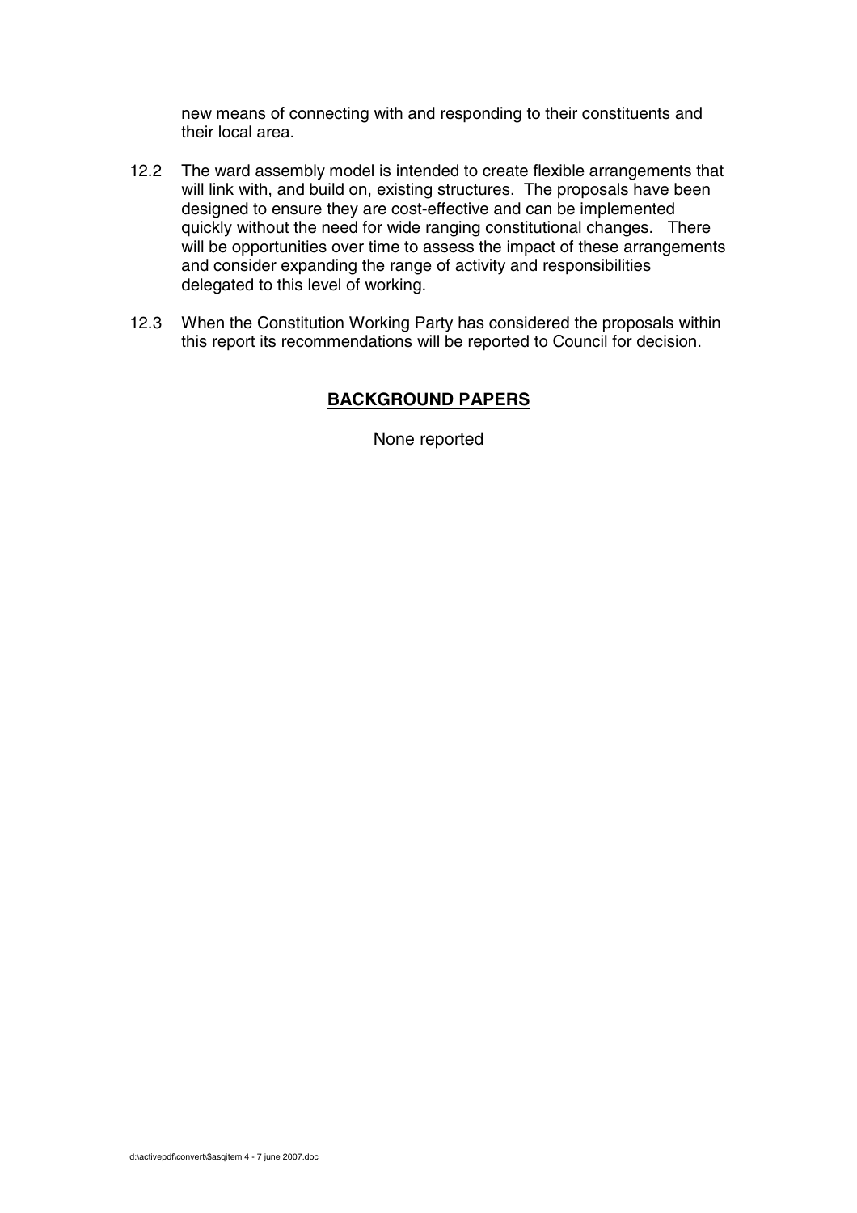new means of connecting with and responding to their constituents and their local area.

12.2 The ward assembly model is intended to create flexible arrangements that will link with, and build on, existing structures. The proposals have been designed to ensure they are cost-effective and can be implemented quickly without the need for wide ranging constitutional changes. There will be opportunities over time to assess the impact of these arrangements and consider expanding the range of activity and responsibilities delegated to this level of working.

12.3 When the Constitution Working Party has considered the proposals within this report its recommendations will be reported to Council for decision.

## BACKGROUND PAPERS

None reported

d:\activepdf\convert\$asqitem 4 - 7 june 2007.doc